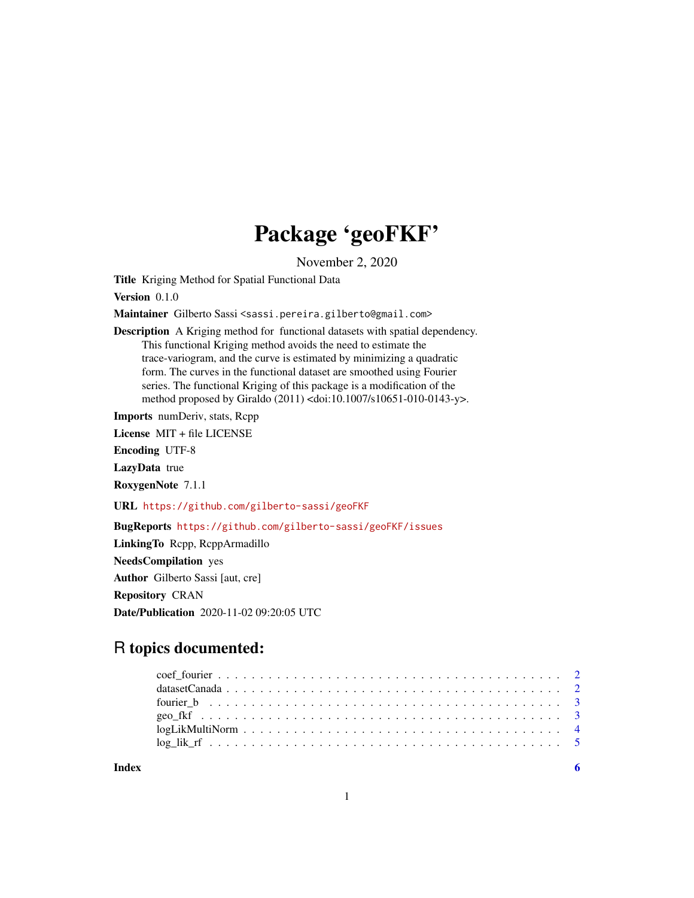# Package 'geoFKF'

November 2, 2020

**Title** Kriging Method for Spatial Functional Data

**Version** 0.1.0

**Maintainer** Gilberto Sassi <sassi.pereira.gilberto@gmail.com>

**Description** A Kriging method for functional datasets with spatial dependency. This functional Kriging method avoids the need to estimate the trace-variogram, and the curve is estimated by minimizing a quadratic form. The curves in the functional dataset are smoothed using Fourier series. The functional Kriging of this package is a modification of the method proposed by Giraldo (2011) <doi:10.1007/s10651-010-0143-y>.

**Imports** numDeriv, stats, Rcpp

**License** MIT + file LICENSE

**Encoding** UTF-8

**LazyData** true

**RoxygenNote** 7.1.1

**URL** https://github.com/gilberto-sassi/geoFKF

**BugReports** https://github.com/gilberto-sassi/geoFKF/issues

**LinkingTo** Rcpp, RcppArmadillo

**NeedsCompilation** yes

**Author** Gilberto Sassi [aut, cre]

**Repository** CRAN

**Date/Publication** 2020-11-02 09:20:05 UTC

## R topics documented:

| | |
|---|---|
| coef_fourier | 2 |
| datasetCanada | 2 |
| fourier_b | 3 |
| geo_fkf | 3 |
| logLikMultiNorm | 4 |
| log_lik_rf | 5 |
| **Index** | **6** |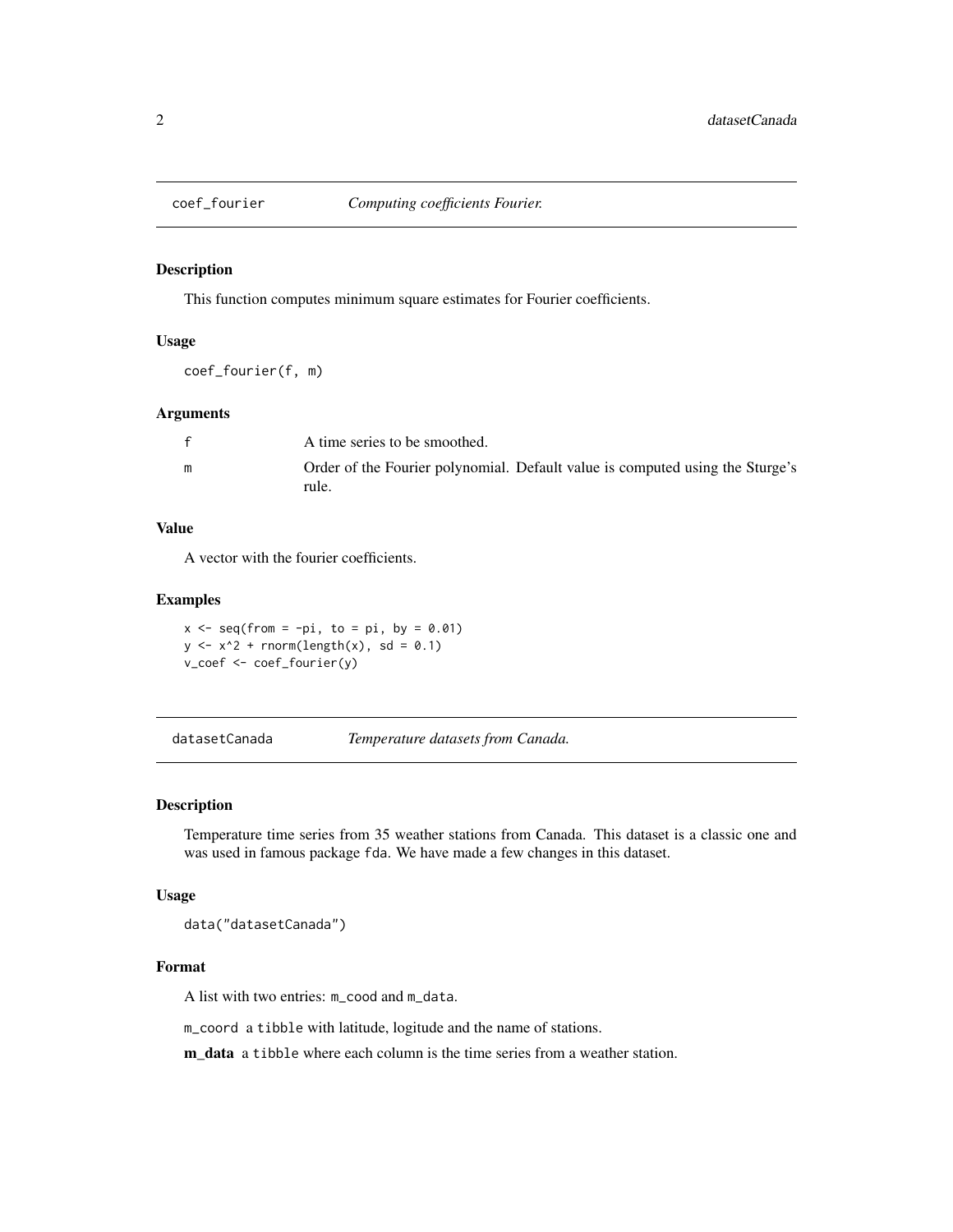## coef_fourier — *Computing coefficients Fourier.*

### Description

This function computes minimum square estimates for Fourier coefficients.

### Usage

```
coef_fourier(f, m)
```

### Arguments

| | |
|---|---|
| f | A time series to be smoothed. |
| m | Order of the Fourier polynomial. Default value is computed using the Sturge's rule. |

### Value

A vector with the fourier coefficients.

### Examples

```
x <- seq(from = -pi, to = pi, by = 0.01)
y <- x^2 + rnorm(length(x), sd = 0.1)
v_coef <- coef_fourier(y)
```

## datasetCanada — *Temperature datasets from Canada.*

### Description

Temperature time series from 35 weather stations from Canada. This dataset is a classic one and was used in famous package fda. We have made a few changes in this dataset.

### Usage

```
data("datasetCanada")
```

### Format

A list with two entries: m_cood and m_data.

m_coord a tibble with latitude, logitude and the name of stations.

**m_data** a tibble where each column is the time series from a weather station.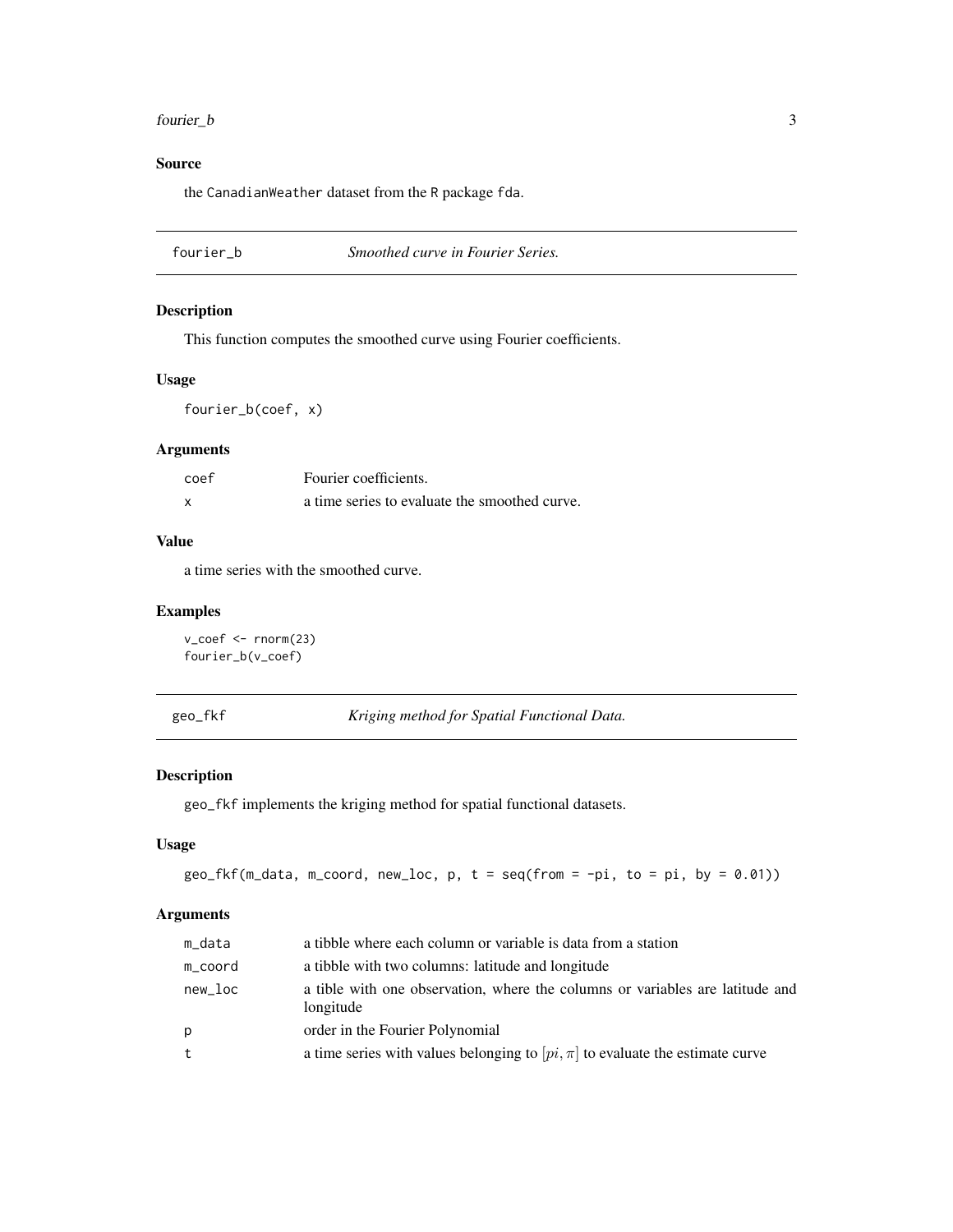## Source

the CanadianWeather dataset from the R package fda.

---

## fourier_b — *Smoothed curve in Fourier Series.*

### Description

This function computes the smoothed curve using Fourier coefficients.

### Usage

```
fourier_b(coef, x)
```

### Arguments

| | |
|---|---|
| coef | Fourier coefficients. |
| x | a time series to evaluate the smoothed curve. |

### Value

a time series with the smoothed curve.

### Examples

```
v_coef <- rnorm(23)
fourier_b(v_coef)
```

---

## geo_fkf — *Kriging method for Spatial Functional Data.*

### Description

geo_fkf implements the kriging method for spatial functional datasets.

### Usage

```
geo_fkf(m_data, m_coord, new_loc, p, t = seq(from = -pi, to = pi, by = 0.01))
```

### Arguments

| | |
|---|---|
| m_data | a tibble where each column or variable is data from a station |
| m_coord | a tibble with two columns: latitude and longitude |
| new_loc | a tible with one observation, where the columns or variables are latitude and longitude |
| p | order in the Fourier Polynomial |
| t | a time series with values belonging to $[pi, \pi]$ to evaluate the estimate curve |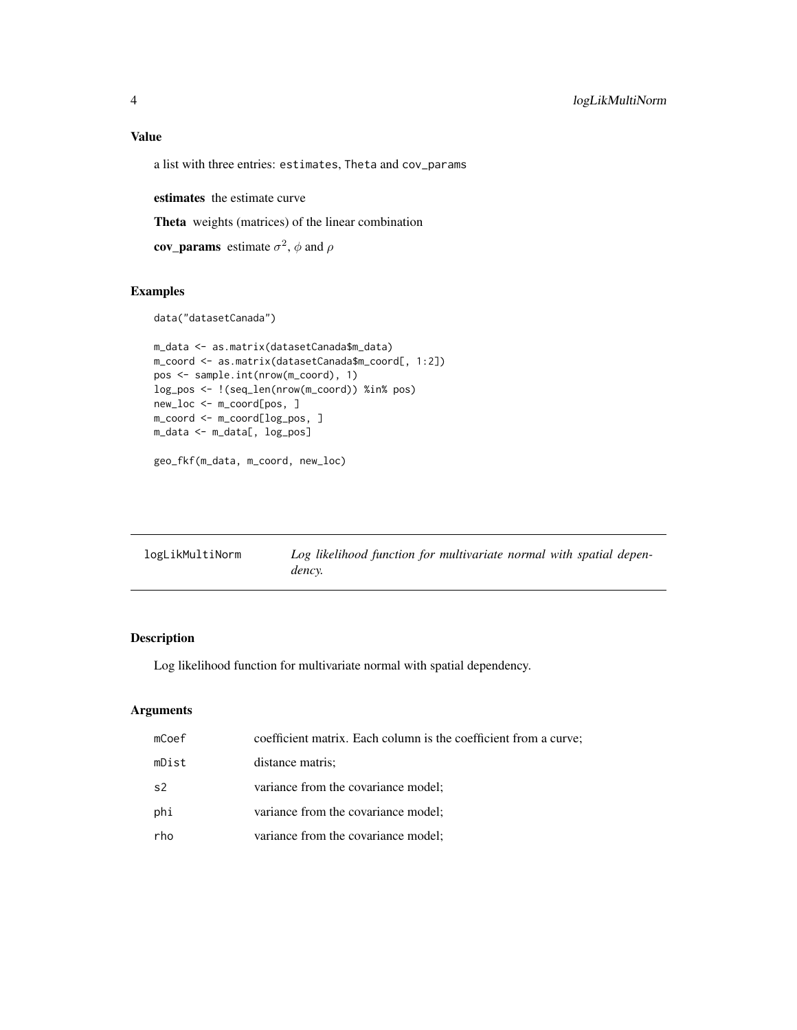## Value

a list with three entries: estimates, Theta and cov_params

**estimates** the estimate curve

**Theta** weights (matrices) of the linear combination

**cov_params** estimate $\sigma^2$, $\phi$ and $\rho$

## Examples

```
data("datasetCanada")

m_data <- as.matrix(datasetCanada$m_data)
m_coord <- as.matrix(datasetCanada$m_coord[, 1:2])
pos <- sample.int(nrow(m_coord), 1)
log_pos <- !(seq_len(nrow(m_coord)) %in% pos)
new_loc <- m_coord[pos, ]
m_coord <- m_coord[log_pos, ]
m_data <- m_data[, log_pos]

geo_fkf(m_data, m_coord, new_loc)
```

---

# logLikMultiNorm — *Log likelihood function for multivariate normal with spatial dependency.*

---

## Description

Log likelihood function for multivariate normal with spatial dependency.

## Arguments

| | |
|---|---|
| mCoef | coefficient matrix. Each column is the coefficient from a curve; |
| mDist | distance matris; |
| s2 | variance from the covariance model; |
| phi | variance from the covariance model; |
| rho | variance from the covariance model; |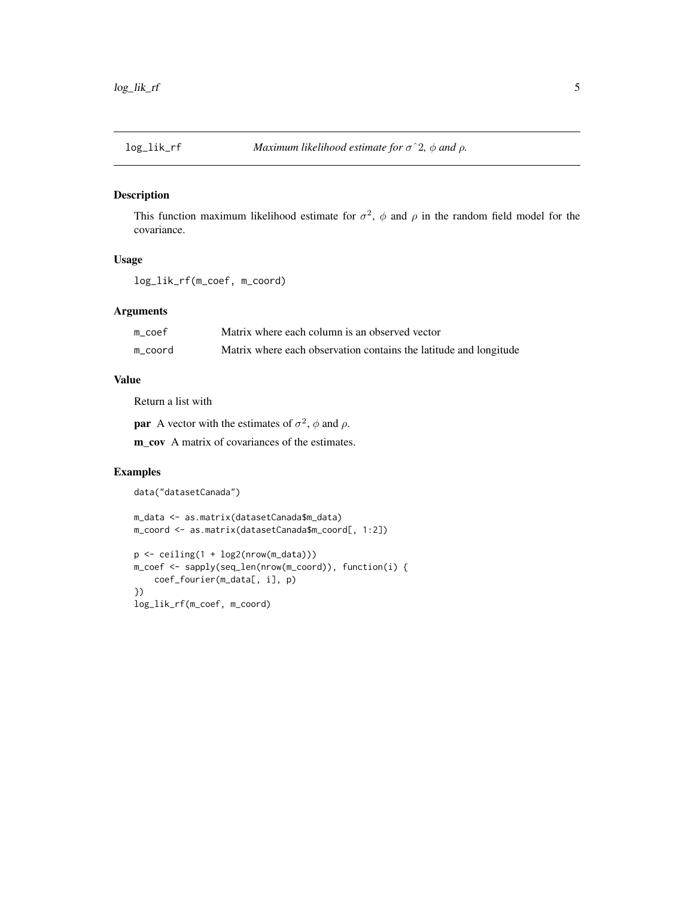## log_lik_rf — *Maximum likelihood estimate for $\sigma$ˆ2, $\phi$ and $\rho$.*

### Description

This function maximum likelihood estimate for $\sigma^2$, $\phi$ and $\rho$ in the random field model for the covariance.

### Usage

```
log_lik_rf(m_coef, m_coord)
```

### Arguments

| | |
|---|---|
| m_coef | Matrix where each column is an observed vector |
| m_coord | Matrix where each observation contains the latitude and longitude |

### Value

Return a list with

**par** A vector with the estimates of $\sigma^2$, $\phi$ and $\rho$.

**m_cov** A matrix of covariances of the estimates.

### Examples

```
data("datasetCanada")

m_data <- as.matrix(datasetCanada$m_data)
m_coord <- as.matrix(datasetCanada$m_coord[, 1:2])

p <- ceiling(1 + log2(nrow(m_data)))
m_coef <- sapply(seq_len(nrow(m_coord)), function(i) {
    coef_fourier(m_data[, i], p)
})
log_lik_rf(m_coef, m_coord)
```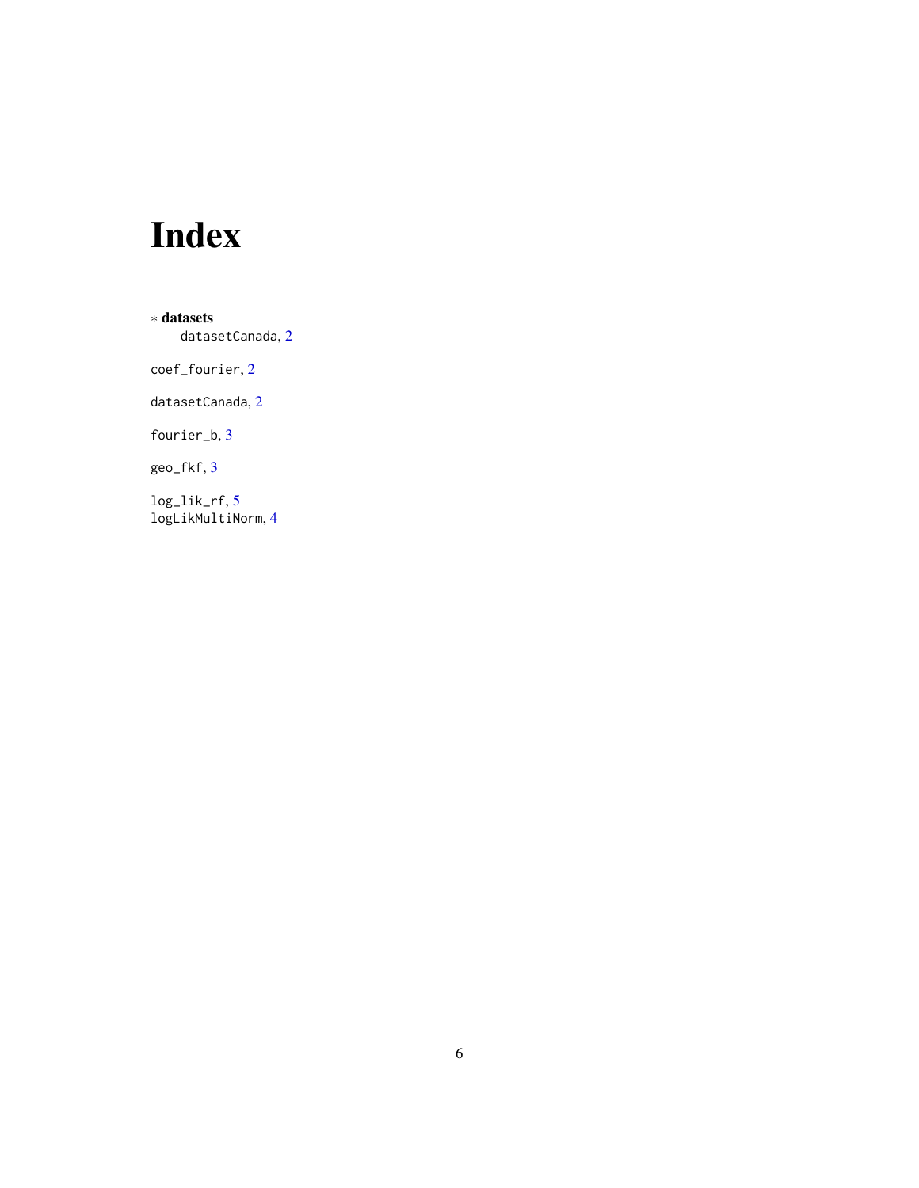# Index

∗ **datasets**
    datasetCanada, 2

coef_fourier, 2

datasetCanada, 2

fourier_b, 3

geo_fkf, 3

log_lik_rf, 5
logLikMultiNorm, 4